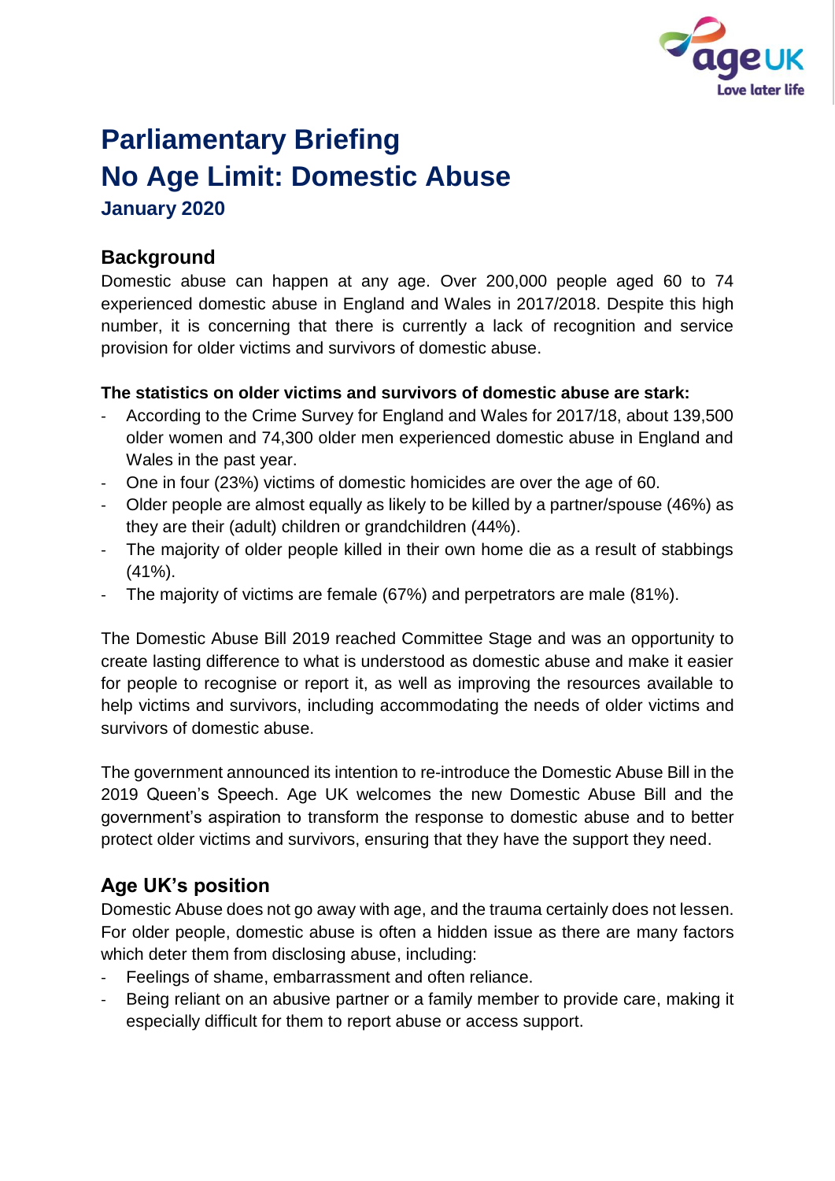# Parliamentary Briefing
# No Age Limit: Domestic Abuse

### January 2020

## Background

Domestic abuse can happen at any age. Over 200,000 people aged 60 to 74 experienced domestic abuse in England and Wales in 2017/2018. Despite this high number, it is concerning that there is currently a lack of recognition and service provision for older victims and survivors of domestic abuse.

**The statistics on older victims and survivors of domestic abuse are stark:**

- According to the Crime Survey for England and Wales for 2017/18, about 139,500 older women and 74,300 older men experienced domestic abuse in England and Wales in the past year.
- One in four (23%) victims of domestic homicides are over the age of 60.
- Older people are almost equally as likely to be killed by a partner/spouse (46%) as they are their (adult) children or grandchildren (44%).
- The majority of older people killed in their own home die as a result of stabbings (41%).
- The majority of victims are female (67%) and perpetrators are male (81%).

The Domestic Abuse Bill 2019 reached Committee Stage and was an opportunity to create lasting difference to what is understood as domestic abuse and make it easier for people to recognise or report it, as well as improving the resources available to help victims and survivors, including accommodating the needs of older victims and survivors of domestic abuse.

The government announced its intention to re-introduce the Domestic Abuse Bill in the 2019 Queen's Speech. Age UK welcomes the new Domestic Abuse Bill and the government's aspiration to transform the response to domestic abuse and to better protect older victims and survivors, ensuring that they have the support they need.

## Age UK's position

Domestic Abuse does not go away with age, and the trauma certainly does not lessen. For older people, domestic abuse is often a hidden issue as there are many factors which deter them from disclosing abuse, including:

- Feelings of shame, embarrassment and often reliance.
- Being reliant on an abusive partner or a family member to provide care, making it especially difficult for them to report abuse or access support.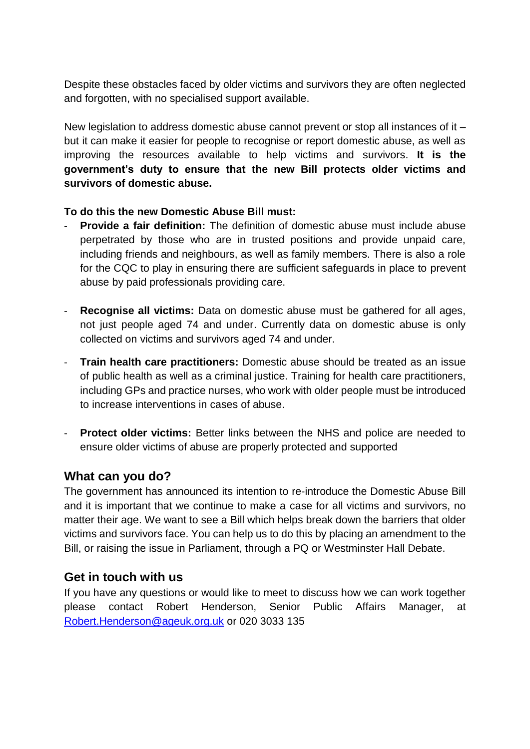Despite these obstacles faced by older victims and survivors they are often neglected and forgotten, with no specialised support available.

New legislation to address domestic abuse cannot prevent or stop all instances of it – but it can make it easier for people to recognise or report domestic abuse, as well as improving the resources available to help victims and survivors. **It is the government's duty to ensure that the new Bill protects older victims and survivors of domestic abuse.**

**To do this the new Domestic Abuse Bill must:**

- **Provide a fair definition:** The definition of domestic abuse must include abuse perpetrated by those who are in trusted positions and provide unpaid care, including friends and neighbours, as well as family members. There is also a role for the CQC to play in ensuring there are sufficient safeguards in place to prevent abuse by paid professionals providing care.

- **Recognise all victims:** Data on domestic abuse must be gathered for all ages, not just people aged 74 and under. Currently data on domestic abuse is only collected on victims and survivors aged 74 and under.

- **Train health care practitioners:** Domestic abuse should be treated as an issue of public health as well as a criminal justice. Training for health care practitioners, including GPs and practice nurses, who work with older people must be introduced to increase interventions in cases of abuse.

- **Protect older victims:** Better links between the NHS and police are needed to ensure older victims of abuse are properly protected and supported

## What can you do?

The government has announced its intention to re-introduce the Domestic Abuse Bill and it is important that we continue to make a case for all victims and survivors, no matter their age. We want to see a Bill which helps break down the barriers that older victims and survivors face. You can help us to do this by placing an amendment to the Bill, or raising the issue in Parliament, through a PQ or Westminster Hall Debate.

## Get in touch with us

If you have any questions or would like to meet to discuss how we can work together please contact Robert Henderson, Senior Public Affairs Manager, at Robert.Henderson@ageuk.org.uk or 020 3033 135